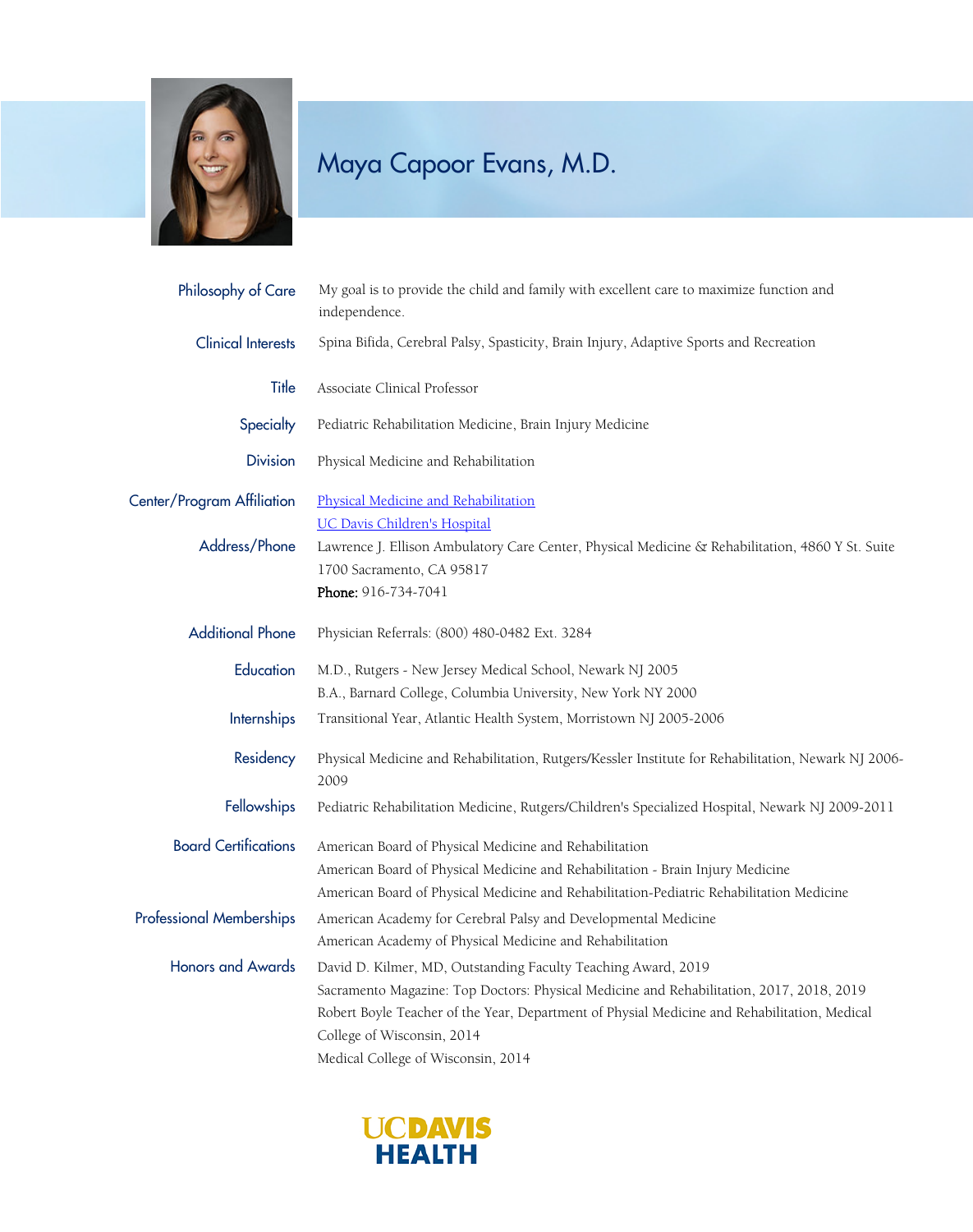# Maya Capoor Evans, M.D.

**Philosophy of Care**
My goal is to provide the child and family with excellent care to maximize function and independence.

**Clinical Interests**
Spina Bifida, Cerebral Palsy, Spasticity, Brain Injury, Adaptive Sports and Recreation

**Title**
Associate Clinical Professor

**Specialty**
Pediatric Rehabilitation Medicine, Brain Injury Medicine

**Division**
Physical Medicine and Rehabilitation

**Center/Program Affiliation**
Physical Medicine and Rehabilitation
UC Davis Children's Hospital

**Address/Phone**
Lawrence J. Ellison Ambulatory Care Center, Physical Medicine & Rehabilitation, 4860 Y St. Suite 1700 Sacramento, CA 95817
**Phone:** 916-734-7041

**Additional Phone**
Physician Referrals: (800) 480-0482 Ext. 3284

**Education**
M.D., Rutgers - New Jersey Medical School, Newark NJ 2005
B.A., Barnard College, Columbia University, New York NY 2000

**Internships**
Transitional Year, Atlantic Health System, Morristown NJ 2005-2006

**Residency**
Physical Medicine and Rehabilitation, Rutgers/Kessler Institute for Rehabilitation, Newark NJ 2006-2009

**Fellowships**
Pediatric Rehabilitation Medicine, Rutgers/Children's Specialized Hospital, Newark NJ 2009-2011

**Board Certifications**
American Board of Physical Medicine and Rehabilitation
American Board of Physical Medicine and Rehabilitation - Brain Injury Medicine
American Board of Physical Medicine and Rehabilitation-Pediatric Rehabilitation Medicine

**Professional Memberships**
American Academy for Cerebral Palsy and Developmental Medicine
American Academy of Physical Medicine and Rehabilitation

**Honors and Awards**
David D. Kilmer, MD, Outstanding Faculty Teaching Award, 2019
Sacramento Magazine: Top Doctors: Physical Medicine and Rehabilitation, 2017, 2018, 2019
Robert Boyle Teacher of the Year, Department of Physial Medicine and Rehabilitation, Medical College of Wisconsin, 2014
Medical College of Wisconsin, 2014

UC DAVIS HEALTH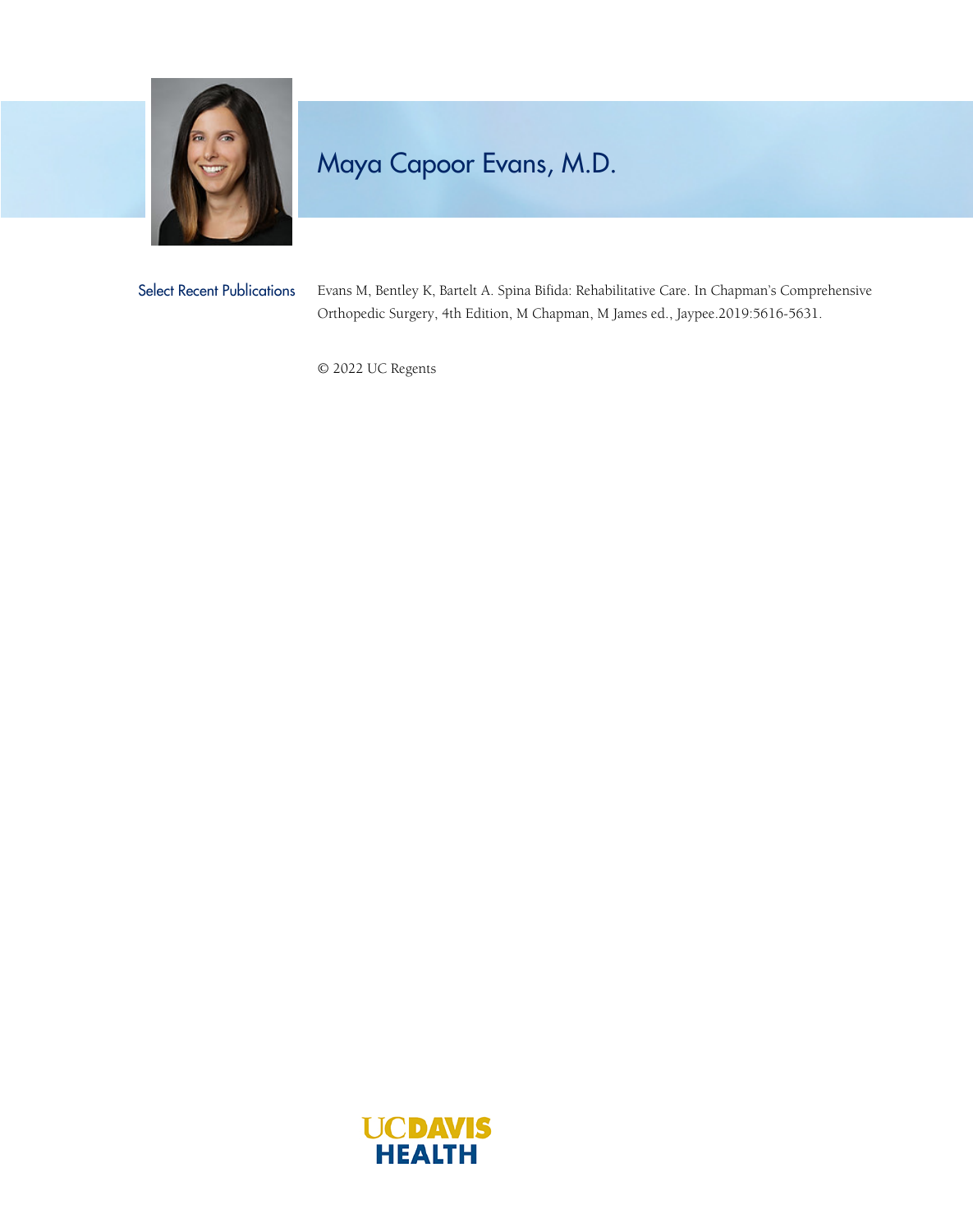# Maya Capoor Evans, M.D.

**Select Recent Publications**

Evans M, Bentley K, Bartelt A. Spina Bifida: Rehabilitative Care. In Chapman's Comprehensive Orthopedic Surgery, 4th Edition, M Chapman, M James ed., Jaypee.2019:5616-5631.

© 2022 UC Regents

UC DAVIS HEALTH